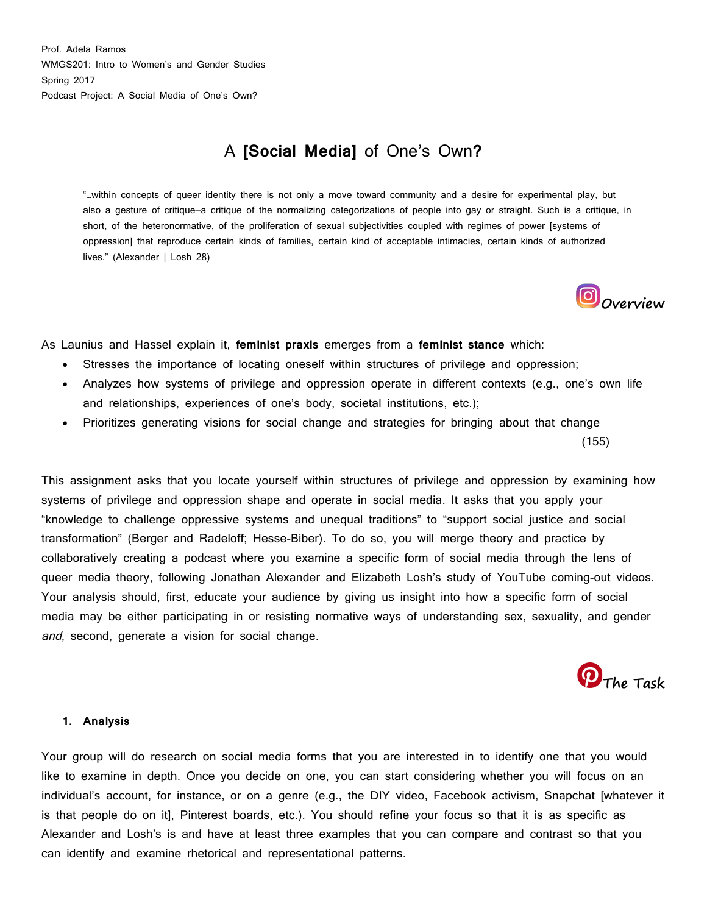Prof. Adela Ramos
WMGS201: Intro to Women's and Gender Studies
Spring 2017
Podcast Project: A Social Media of One's Own?

# A **[Social Media]** of One's Own**?**

> "…within concepts of queer identity there is not only a move toward community and a desire for experimental play, but also a gesture of critique–a critique of the normalizing categorizations of people into gay or straight. Such is a critique, in short, of the heteronormative, of the proliferation of sexual subjectivities coupled with regimes of power [systems of oppression] that reproduce certain kinds of families, certain kind of acceptable intimacies, certain kinds of authorized lives." (Alexander | Losh 28)

## Overview

As Launius and Hassel explain it, **feminist praxis** emerges from a **feminist stance** which:

- Stresses the importance of locating oneself within structures of privilege and oppression;
- Analyzes how systems of privilege and oppression operate in different contexts (e.g., one's own life and relationships, experiences of one's body, societal institutions, etc.);
- Prioritizes generating visions for social change and strategies for bringing about that change

(155)

This assignment asks that you locate yourself within structures of privilege and oppression by examining how systems of privilege and oppression shape and operate in social media. It asks that you apply your "knowledge to challenge oppressive systems and unequal traditions" to "support social justice and social transformation" (Berger and Radeloff; Hesse-Biber). To do so, you will merge theory and practice by collaboratively creating a podcast where you examine a specific form of social media through the lens of queer media theory, following Jonathan Alexander and Elizabeth Losh's study of YouTube coming-out videos. Your analysis should, first, educate your audience by giving us insight into how a specific form of social media may be either participating in or resisting normative ways of understanding sex, sexuality, and gender *and*, second, generate a vision for social change.

## The Task

### 1. Analysis

Your group will do research on social media forms that you are interested in to identify one that you would like to examine in depth. Once you decide on one, you can start considering whether you will focus on an individual's account, for instance, or on a genre (e.g., the DIY video, Facebook activism, Snapchat [whatever it is that people do on it], Pinterest boards, etc.). You should refine your focus so that it is as specific as Alexander and Losh's is and have at least three examples that you can compare and contrast so that you can identify and examine rhetorical and representational patterns.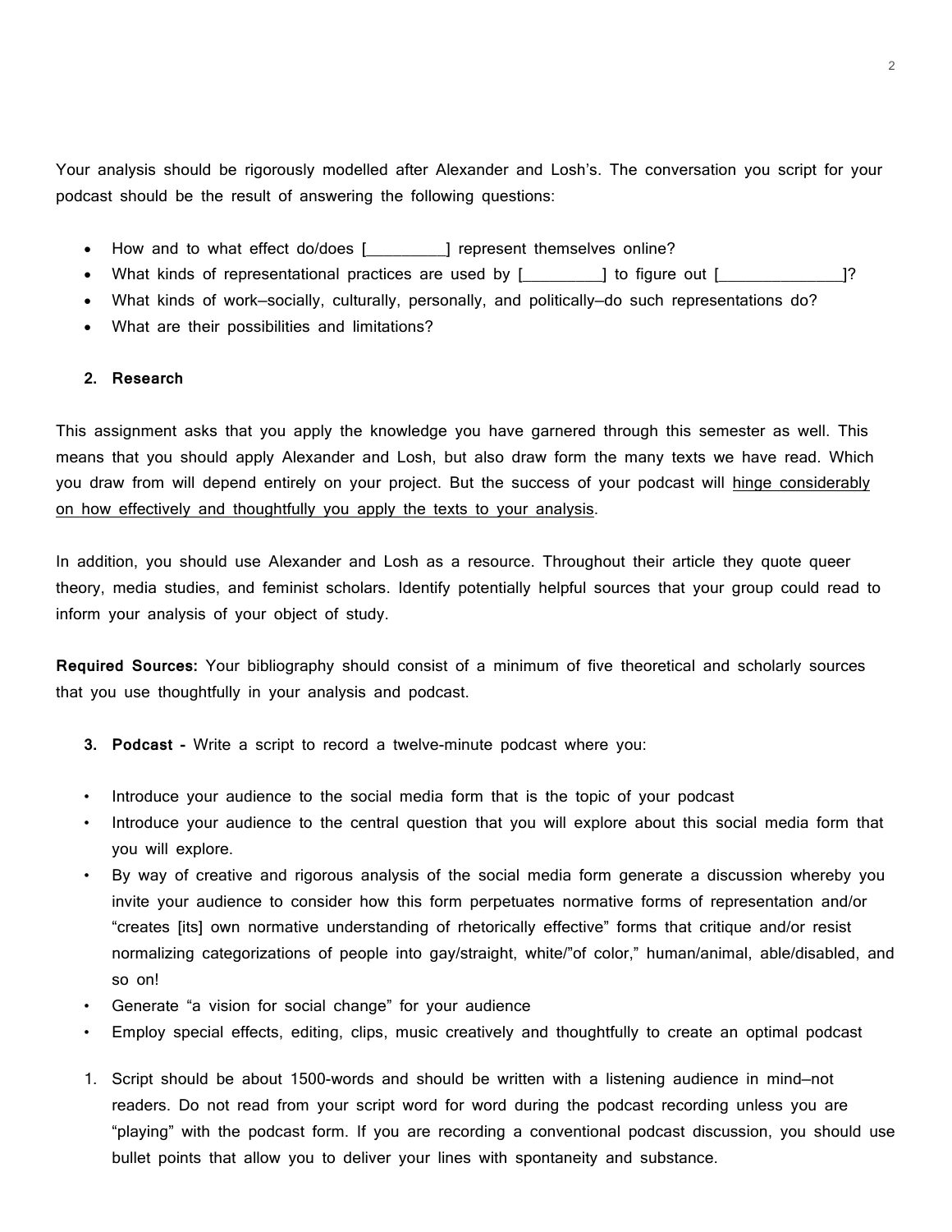Your analysis should be rigorously modelled after Alexander and Losh's. The conversation you script for your podcast should be the result of answering the following questions:

- How and to what effect do/does [_________] represent themselves online?
- What kinds of representational practices are used by [_________] to figure out [______________]?
- What kinds of work—socially, culturally, personally, and politically—do such representations do?
- What are their possibilities and limitations?

2. **Research**

This assignment asks that you apply the knowledge you have garnered through this semester as well. This means that you should apply Alexander and Losh, but also draw form the many texts we have read. Which you draw from will depend entirely on your project. But the success of your podcast will <u>hinge considerably on how effectively and thoughtfully you apply the texts to your analysis</u>.

In addition, you should use Alexander and Losh as a resource. Throughout their article they quote queer theory, media studies, and feminist scholars. Identify potentially helpful sources that your group could read to inform your analysis of your object of study.

**Required Sources:** Your bibliography should consist of a minimum of five theoretical and scholarly sources that you use thoughtfully in your analysis and podcast.

3. **Podcast -** Write a script to record a twelve-minute podcast where you:

- Introduce your audience to the social media form that is the topic of your podcast
- Introduce your audience to the central question that you will explore about this social media form that you will explore.
- By way of creative and rigorous analysis of the social media form generate a discussion whereby you invite your audience to consider how this form perpetuates normative forms of representation and/or "creates [its] own normative understanding of rhetorically effective" forms that critique and/or resist normalizing categorizations of people into gay/straight, white/"of color," human/animal, able/disabled, and so on!
- Generate "a vision for social change" for your audience
- Employ special effects, editing, clips, music creatively and thoughtfully to create an optimal podcast

1. Script should be about 1500-words and should be written with a listening audience in mind—not readers. Do not read from your script word for word during the podcast recording unless you are "playing" with the podcast form. If you are recording a conventional podcast discussion, you should use bullet points that allow you to deliver your lines with spontaneity and substance.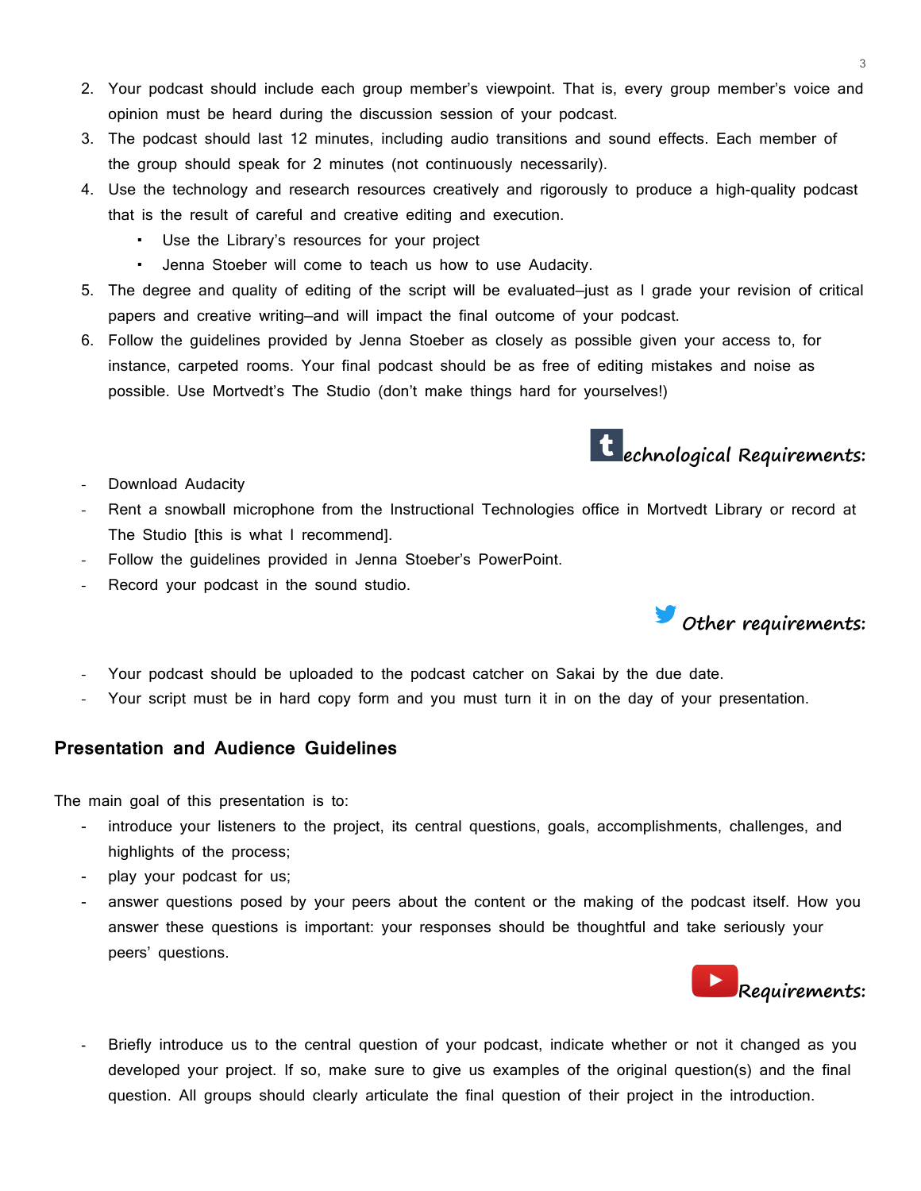2. Your podcast should include each group member's viewpoint. That is, every group member's voice and opinion must be heard during the discussion session of your podcast.
3. The podcast should last 12 minutes, including audio transitions and sound effects. Each member of the group should speak for 2 minutes (not continuously necessarily).
4. Use the technology and research resources creatively and rigorously to produce a high-quality podcast that is the result of careful and creative editing and execution.
   - Use the Library's resources for your project
   - Jenna Stoeber will come to teach us how to use Audacity.
5. The degree and quality of editing of the script will be evaluated–just as I grade your revision of critical papers and creative writing–and will impact the final outcome of your podcast.
6. Follow the guidelines provided by Jenna Stoeber as closely as possible given your access to, for instance, carpeted rooms. Your final podcast should be as free of editing mistakes and noise as possible. Use Mortvedt's The Studio (don't make things hard for yourselves!)

### Technological Requirements:

- Download Audacity
- Rent a snowball microphone from the Instructional Technologies office in Mortvedt Library or record at The Studio [this is what I recommend].
- Follow the guidelines provided in Jenna Stoeber's PowerPoint.
- Record your podcast in the sound studio.

### Other requirements:

- Your podcast should be uploaded to the podcast catcher on Sakai by the due date.
- Your script must be in hard copy form and you must turn it in on the day of your presentation.

## Presentation and Audience Guidelines

The main goal of this presentation is to:

- introduce your listeners to the project, its central questions, goals, accomplishments, challenges, and highlights of the process;
- play your podcast for us;
- answer questions posed by your peers about the content or the making of the podcast itself. How you answer these questions is important: your responses should be thoughtful and take seriously your peers' questions.

### Requirements:

- Briefly introduce us to the central question of your podcast, indicate whether or not it changed as you developed your project. If so, make sure to give us examples of the original question(s) and the final question. All groups should clearly articulate the final question of their project in the introduction.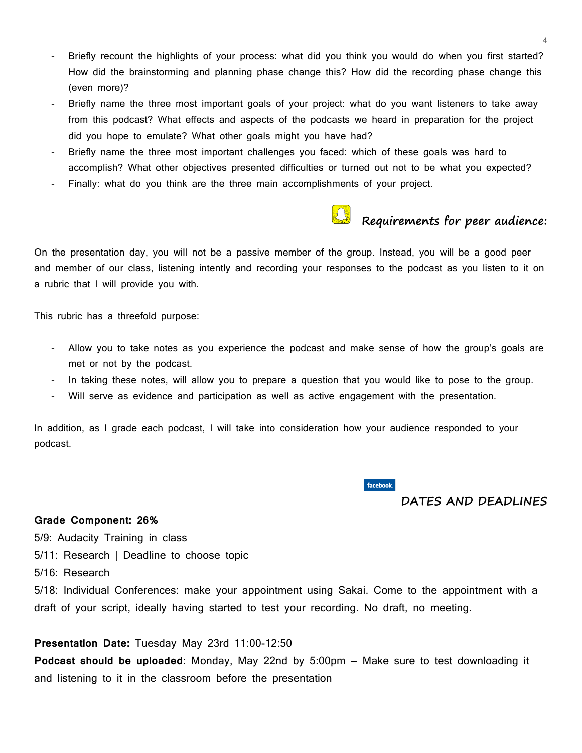- Briefly recount the highlights of your process: what did you think you would do when you first started? How did the brainstorming and planning phase change this? How did the recording phase change this (even more)?
- Briefly name the three most important goals of your project: what do you want listeners to take away from this podcast? What effects and aspects of the podcasts we heard in preparation for the project did you hope to emulate? What other goals might you have had?
- Briefly name the three most important challenges you faced: which of these goals was hard to accomplish? What other objectives presented difficulties or turned out not to be what you expected?
- Finally: what do you think are the three main accomplishments of your project.

## Requirements for peer audience:

On the presentation day, you will not be a passive member of the group. Instead, you will be a good peer and member of our class, listening intently and recording your responses to the podcast as you listen to it on a rubric that I will provide you with.

This rubric has a threefold purpose:

- Allow you to take notes as you experience the podcast and make sense of how the group's goals are met or not by the podcast.
- In taking these notes, will allow you to prepare a question that you would like to pose to the group.
- Will serve as evidence and participation as well as active engagement with the presentation.

In addition, as I grade each podcast, I will take into consideration how your audience responded to your podcast.

## DATES AND DEADLINES

**Grade Component: 26%**

5/9: Audacity Training in class

5/11: Research | Deadline to choose topic

5/16: Research

5/18: Individual Conferences: make your appointment using Sakai. Come to the appointment with a draft of your script, ideally having started to test your recording. No draft, no meeting.

**Presentation Date:** Tuesday May 23rd 11:00-12:50

**Podcast should be uploaded:** Monday, May 22nd by 5:00pm – Make sure to test downloading it and listening to it in the classroom before the presentation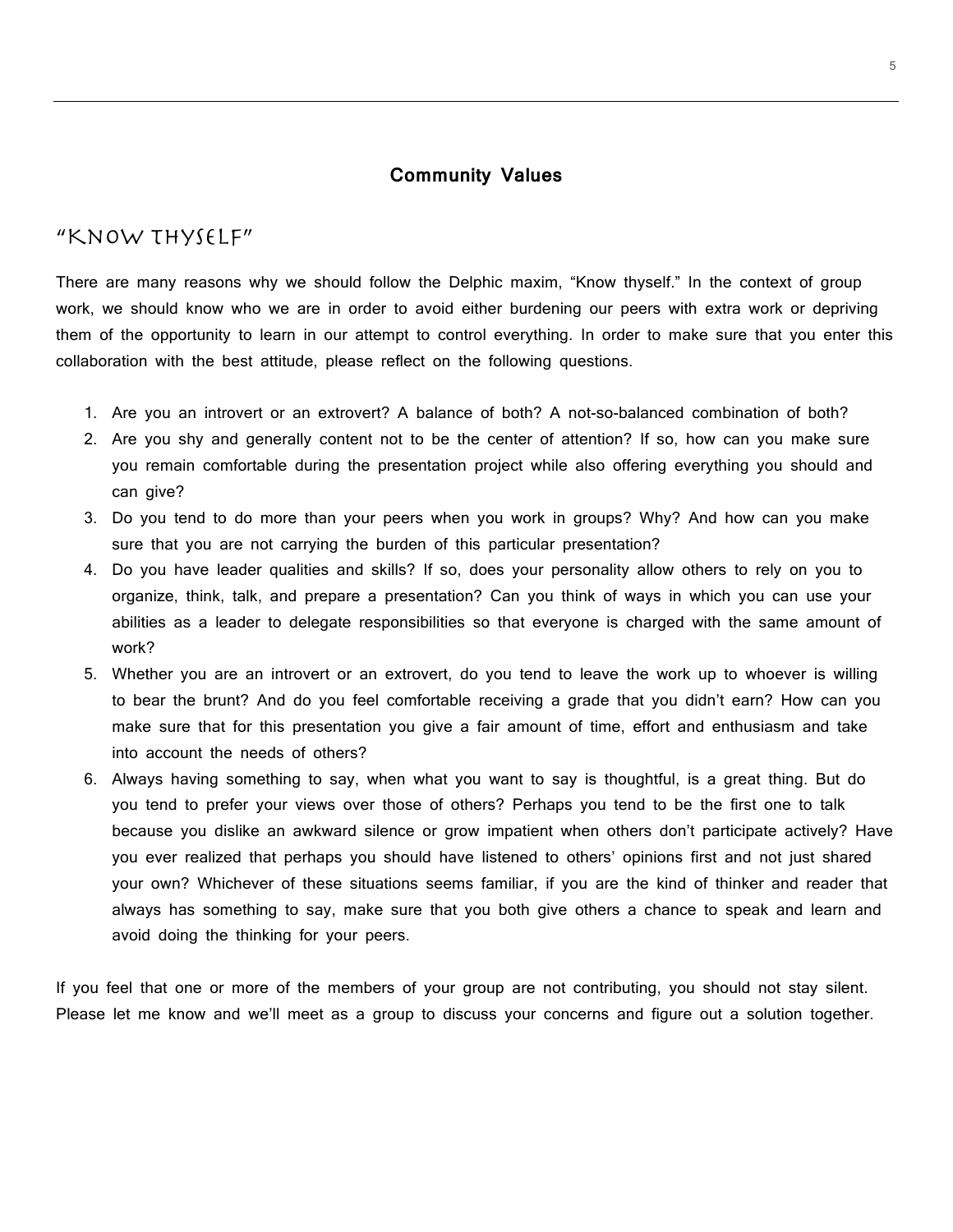## Community Values

### "KNOW THYSELF"

There are many reasons why we should follow the Delphic maxim, "Know thyself." In the context of group work, we should know who we are in order to avoid either burdening our peers with extra work or depriving them of the opportunity to learn in our attempt to control everything. In order to make sure that you enter this collaboration with the best attitude, please reflect on the following questions.

1. Are you an introvert or an extrovert? A balance of both? A not-so-balanced combination of both?
2. Are you shy and generally content not to be the center of attention? If so, how can you make sure you remain comfortable during the presentation project while also offering everything you should and can give?
3. Do you tend to do more than your peers when you work in groups? Why? And how can you make sure that you are not carrying the burden of this particular presentation?
4. Do you have leader qualities and skills? If so, does your personality allow others to rely on you to organize, think, talk, and prepare a presentation? Can you think of ways in which you can use your abilities as a leader to delegate responsibilities so that everyone is charged with the same amount of work?
5. Whether you are an introvert or an extrovert, do you tend to leave the work up to whoever is willing to bear the brunt? And do you feel comfortable receiving a grade that you didn't earn? How can you make sure that for this presentation you give a fair amount of time, effort and enthusiasm and take into account the needs of others?
6. Always having something to say, when what you want to say is thoughtful, is a great thing. But do you tend to prefer your views over those of others? Perhaps you tend to be the first one to talk because you dislike an awkward silence or grow impatient when others don't participate actively? Have you ever realized that perhaps you should have listened to others' opinions first and not just shared your own? Whichever of these situations seems familiar, if you are the kind of thinker and reader that always has something to say, make sure that you both give others a chance to speak and learn and avoid doing the thinking for your peers.

If you feel that one or more of the members of your group are not contributing, you should not stay silent. Please let me know and we'll meet as a group to discuss your concerns and figure out a solution together.